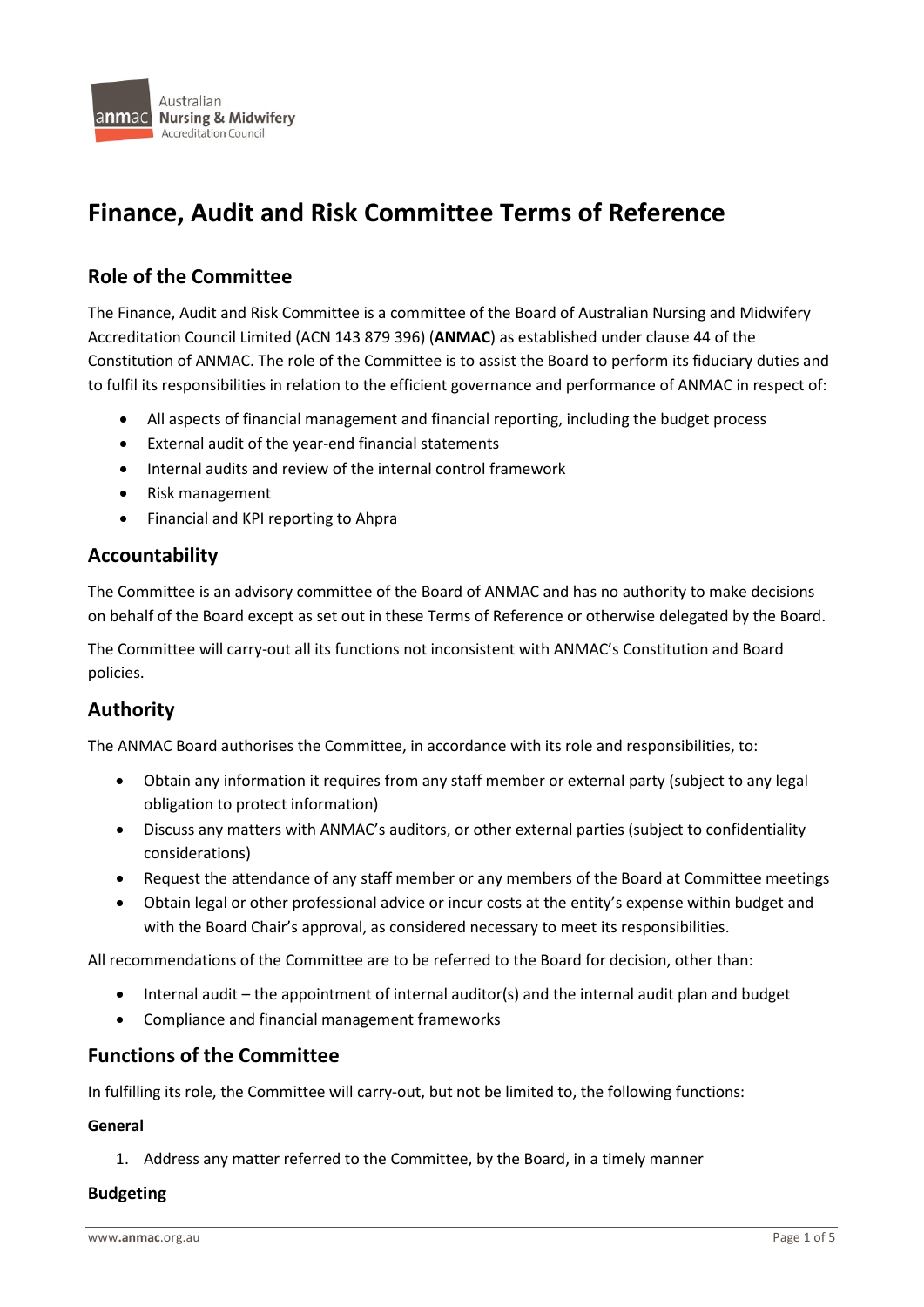# Finance, Audit and Risk Committee Terms of Reference

## Role of the Committee

The Finance, Audit and Risk Committee is a committee of the Board of Australian Nursing and Midwifery Accreditation Council Limited (ACN 143 879 396) (**ANMAC**) as established under clause 44 of the Constitution of ANMAC. The role of the Committee is to assist the Board to perform its fiduciary duties and to fulfil its responsibilities in relation to the efficient governance and performance of ANMAC in respect of:

- All aspects of financial management and financial reporting, including the budget process
- External audit of the year-end financial statements
- Internal audits and review of the internal control framework
- Risk management
- Financial and KPI reporting to Ahpra

## Accountability

The Committee is an advisory committee of the Board of ANMAC and has no authority to make decisions on behalf of the Board except as set out in these Terms of Reference or otherwise delegated by the Board.

The Committee will carry-out all its functions not inconsistent with ANMAC's Constitution and Board policies.

## Authority

The ANMAC Board authorises the Committee, in accordance with its role and responsibilities, to:

- Obtain any information it requires from any staff member or external party (subject to any legal obligation to protect information)
- Discuss any matters with ANMAC's auditors, or other external parties (subject to confidentiality considerations)
- Request the attendance of any staff member or any members of the Board at Committee meetings
- Obtain legal or other professional advice or incur costs at the entity's expense within budget and with the Board Chair's approval, as considered necessary to meet its responsibilities.

All recommendations of the Committee are to be referred to the Board for decision, other than:

- Internal audit – the appointment of internal auditor(s) and the internal audit plan and budget
- Compliance and financial management frameworks

## Functions of the Committee

In fulfilling its role, the Committee will carry-out, but not be limited to, the following functions:

**General**

1. Address any matter referred to the Committee, by the Board, in a timely manner

**Budgeting**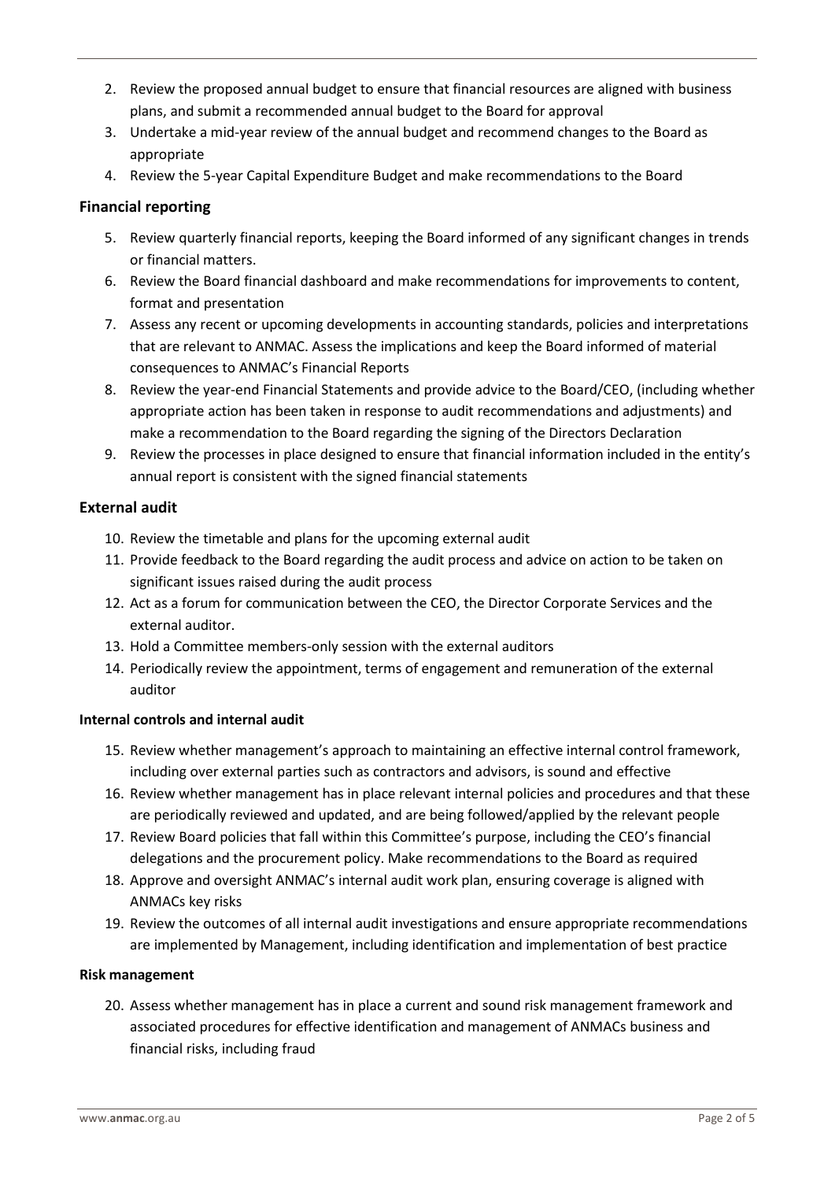2. Review the proposed annual budget to ensure that financial resources are aligned with business plans, and submit a recommended annual budget to the Board for approval
3. Undertake a mid-year review of the annual budget and recommend changes to the Board as appropriate
4. Review the 5-year Capital Expenditure Budget and make recommendations to the Board

### Financial reporting

5. Review quarterly financial reports, keeping the Board informed of any significant changes in trends or financial matters.
6. Review the Board financial dashboard and make recommendations for improvements to content, format and presentation
7. Assess any recent or upcoming developments in accounting standards, policies and interpretations that are relevant to ANMAC. Assess the implications and keep the Board informed of material consequences to ANMAC's Financial Reports
8. Review the year-end Financial Statements and provide advice to the Board/CEO, (including whether appropriate action has been taken in response to audit recommendations and adjustments) and make a recommendation to the Board regarding the signing of the Directors Declaration
9. Review the processes in place designed to ensure that financial information included in the entity's annual report is consistent with the signed financial statements

### External audit

10. Review the timetable and plans for the upcoming external audit
11. Provide feedback to the Board regarding the audit process and advice on action to be taken on significant issues raised during the audit process
12. Act as a forum for communication between the CEO, the Director Corporate Services and the external auditor.
13. Hold a Committee members-only session with the external auditors
14. Periodically review the appointment, terms of engagement and remuneration of the external auditor

#### Internal controls and internal audit

15. Review whether management's approach to maintaining an effective internal control framework, including over external parties such as contractors and advisors, is sound and effective
16. Review whether management has in place relevant internal policies and procedures and that these are periodically reviewed and updated, and are being followed/applied by the relevant people
17. Review Board policies that fall within this Committee's purpose, including the CEO's financial delegations and the procurement policy. Make recommendations to the Board as required
18. Approve and oversight ANMAC's internal audit work plan, ensuring coverage is aligned with ANMACs key risks
19. Review the outcomes of all internal audit investigations and ensure appropriate recommendations are implemented by Management, including identification and implementation of best practice

#### Risk management

20. Assess whether management has in place a current and sound risk management framework and associated procedures for effective identification and management of ANMACs business and financial risks, including fraud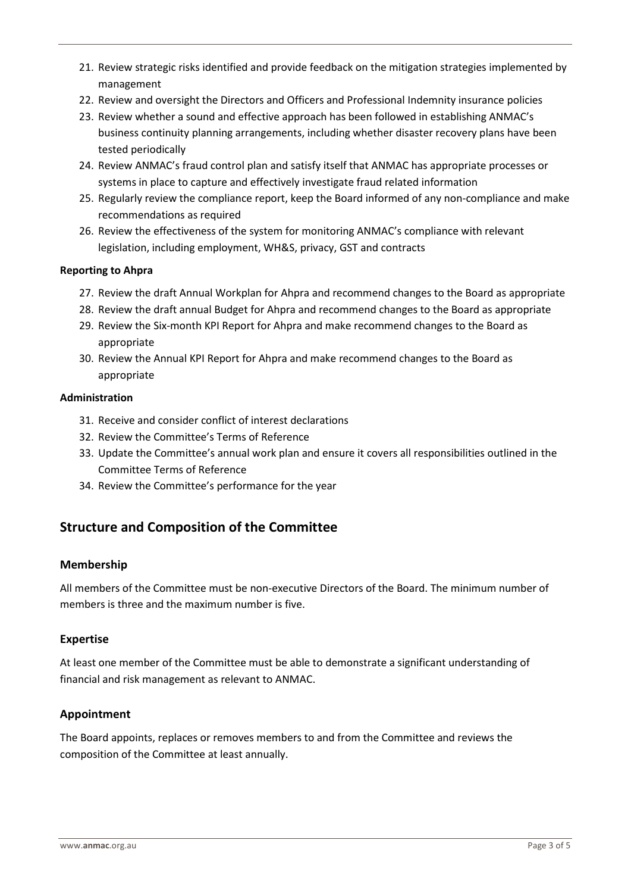21. Review strategic risks identified and provide feedback on the mitigation strategies implemented by management
22. Review and oversight the Directors and Officers and Professional Indemnity insurance policies
23. Review whether a sound and effective approach has been followed in establishing ANMAC's business continuity planning arrangements, including whether disaster recovery plans have been tested periodically
24. Review ANMAC's fraud control plan and satisfy itself that ANMAC has appropriate processes or systems in place to capture and effectively investigate fraud related information
25. Regularly review the compliance report, keep the Board informed of any non-compliance and make recommendations as required
26. Review the effectiveness of the system for monitoring ANMAC's compliance with relevant legislation, including employment, WH&S, privacy, GST and contracts

**Reporting to Ahpra**

27. Review the draft Annual Workplan for Ahpra and recommend changes to the Board as appropriate
28. Review the draft annual Budget for Ahpra and recommend changes to the Board as appropriate
29. Review the Six-month KPI Report for Ahpra and make recommend changes to the Board as appropriate
30. Review the Annual KPI Report for Ahpra and make recommend changes to the Board as appropriate

**Administration**

31. Receive and consider conflict of interest declarations
32. Review the Committee's Terms of Reference
33. Update the Committee's annual work plan and ensure it covers all responsibilities outlined in the Committee Terms of Reference
34. Review the Committee's performance for the year

## Structure and Composition of the Committee

### Membership

All members of the Committee must be non-executive Directors of the Board. The minimum number of members is three and the maximum number is five.

### Expertise

At least one member of the Committee must be able to demonstrate a significant understanding of financial and risk management as relevant to ANMAC.

### Appointment

The Board appoints, replaces or removes members to and from the Committee and reviews the composition of the Committee at least annually.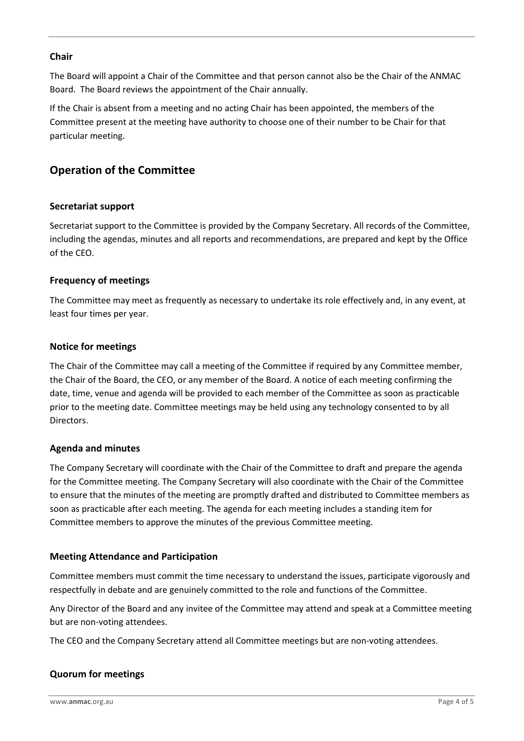### Chair

The Board will appoint a Chair of the Committee and that person cannot also be the Chair of the ANMAC Board. The Board reviews the appointment of the Chair annually.

If the Chair is absent from a meeting and no acting Chair has been appointed, the members of the Committee present at the meeting have authority to choose one of their number to be Chair for that particular meeting.

## Operation of the Committee

### Secretariat support

Secretariat support to the Committee is provided by the Company Secretary. All records of the Committee, including the agendas, minutes and all reports and recommendations, are prepared and kept by the Office of the CEO.

### Frequency of meetings

The Committee may meet as frequently as necessary to undertake its role effectively and, in any event, at least four times per year.

### Notice for meetings

The Chair of the Committee may call a meeting of the Committee if required by any Committee member, the Chair of the Board, the CEO, or any member of the Board. A notice of each meeting confirming the date, time, venue and agenda will be provided to each member of the Committee as soon as practicable prior to the meeting date. Committee meetings may be held using any technology consented to by all Directors.

### Agenda and minutes

The Company Secretary will coordinate with the Chair of the Committee to draft and prepare the agenda for the Committee meeting. The Company Secretary will also coordinate with the Chair of the Committee to ensure that the minutes of the meeting are promptly drafted and distributed to Committee members as soon as practicable after each meeting. The agenda for each meeting includes a standing item for Committee members to approve the minutes of the previous Committee meeting.

### Meeting Attendance and Participation

Committee members must commit the time necessary to understand the issues, participate vigorously and respectfully in debate and are genuinely committed to the role and functions of the Committee.

Any Director of the Board and any invitee of the Committee may attend and speak at a Committee meeting but are non-voting attendees.

The CEO and the Company Secretary attend all Committee meetings but are non-voting attendees.

### Quorum for meetings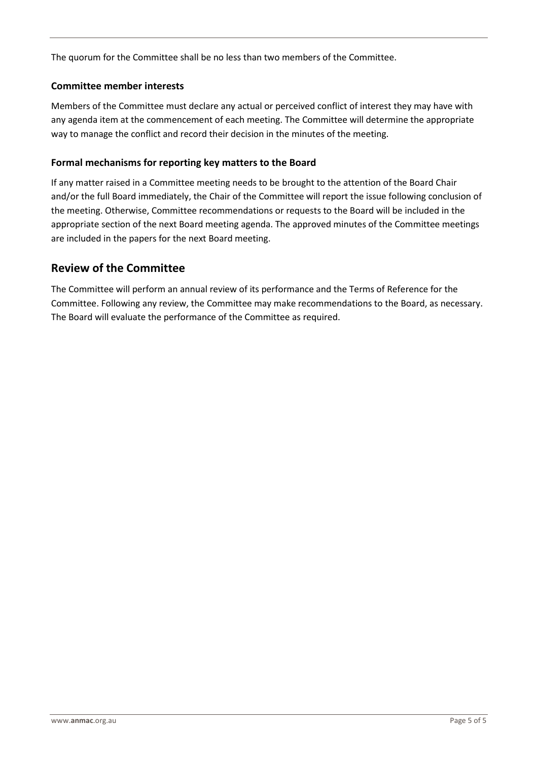The quorum for the Committee shall be no less than two members of the Committee.

### Committee member interests

Members of the Committee must declare any actual or perceived conflict of interest they may have with any agenda item at the commencement of each meeting. The Committee will determine the appropriate way to manage the conflict and record their decision in the minutes of the meeting.

### Formal mechanisms for reporting key matters to the Board

If any matter raised in a Committee meeting needs to be brought to the attention of the Board Chair and/or the full Board immediately, the Chair of the Committee will report the issue following conclusion of the meeting. Otherwise, Committee recommendations or requests to the Board will be included in the appropriate section of the next Board meeting agenda. The approved minutes of the Committee meetings are included in the papers for the next Board meeting.

## Review of the Committee

The Committee will perform an annual review of its performance and the Terms of Reference for the Committee. Following any review, the Committee may make recommendations to the Board, as necessary. The Board will evaluate the performance of the Committee as required.